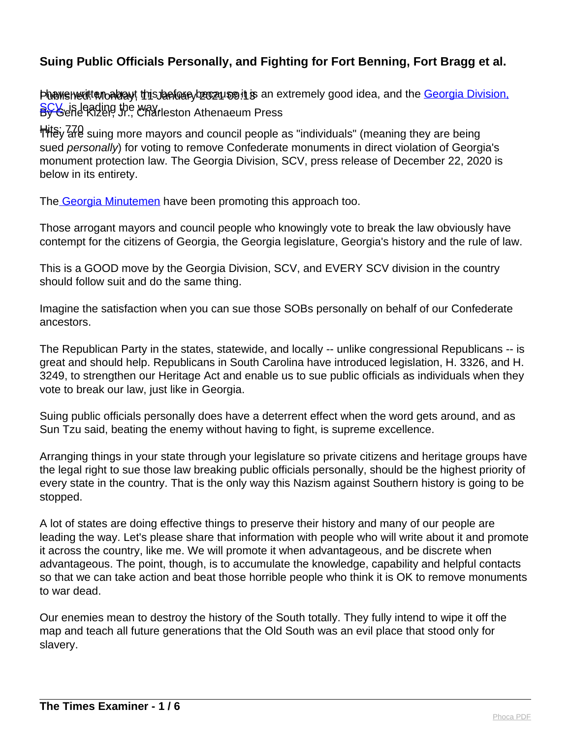# Suing Public Officials Personally, and Fighting for Fort Benning, Fort Bragg et al.

Published: Monday, 11 January 2021 09:18
By Gene Kizer, Jr., Charleston Athenaeum Press

Hits: 770

I have written about this before because it is an extremely good idea, and the Georgia Division, SCV, is leading the way.

They are suing more mayors and council people as "individuals" (meaning they are being sued *personally*) for voting to remove Confederate monuments in direct violation of Georgia's monument protection law. The Georgia Division, SCV, press release of December 22, 2020 is below in its entirety.

The Georgia Minutemen have been promoting this approach too.

Those arrogant mayors and council people who knowingly vote to break the law obviously have contempt for the citizens of Georgia, the Georgia legislature, Georgia's history and the rule of law.

This is a GOOD move by the Georgia Division, SCV, and EVERY SCV division in the country should follow suit and do the same thing.

Imagine the satisfaction when you can sue those SOBs personally on behalf of our Confederate ancestors.

The Republican Party in the states, statewide, and locally -- unlike congressional Republicans -- is great and should help. Republicans in South Carolina have introduced legislation, H. 3326, and H. 3249, to strengthen our Heritage Act and enable us to sue public officials as individuals when they vote to break our law, just like in Georgia.

Suing public officials personally does have a deterrent effect when the word gets around, and as Sun Tzu said, beating the enemy without having to fight, is supreme excellence.

Arranging things in your state through your legislature so private citizens and heritage groups have the legal right to sue those law breaking public officials personally, should be the highest priority of every state in the country. That is the only way this Nazism against Southern history is going to be stopped.

A lot of states are doing effective things to preserve their history and many of our people are leading the way. Let's please share that information with people who will write about it and promote it across the country, like me. We will promote it when advantageous, and be discrete when advantageous. The point, though, is to accumulate the knowledge, capability and helpful contacts so that we can take action and beat those horrible people who think it is OK to remove monuments to war dead.

Our enemies mean to destroy the history of the South totally. They fully intend to wipe it off the map and teach all future generations that the Old South was an evil place that stood only for slavery.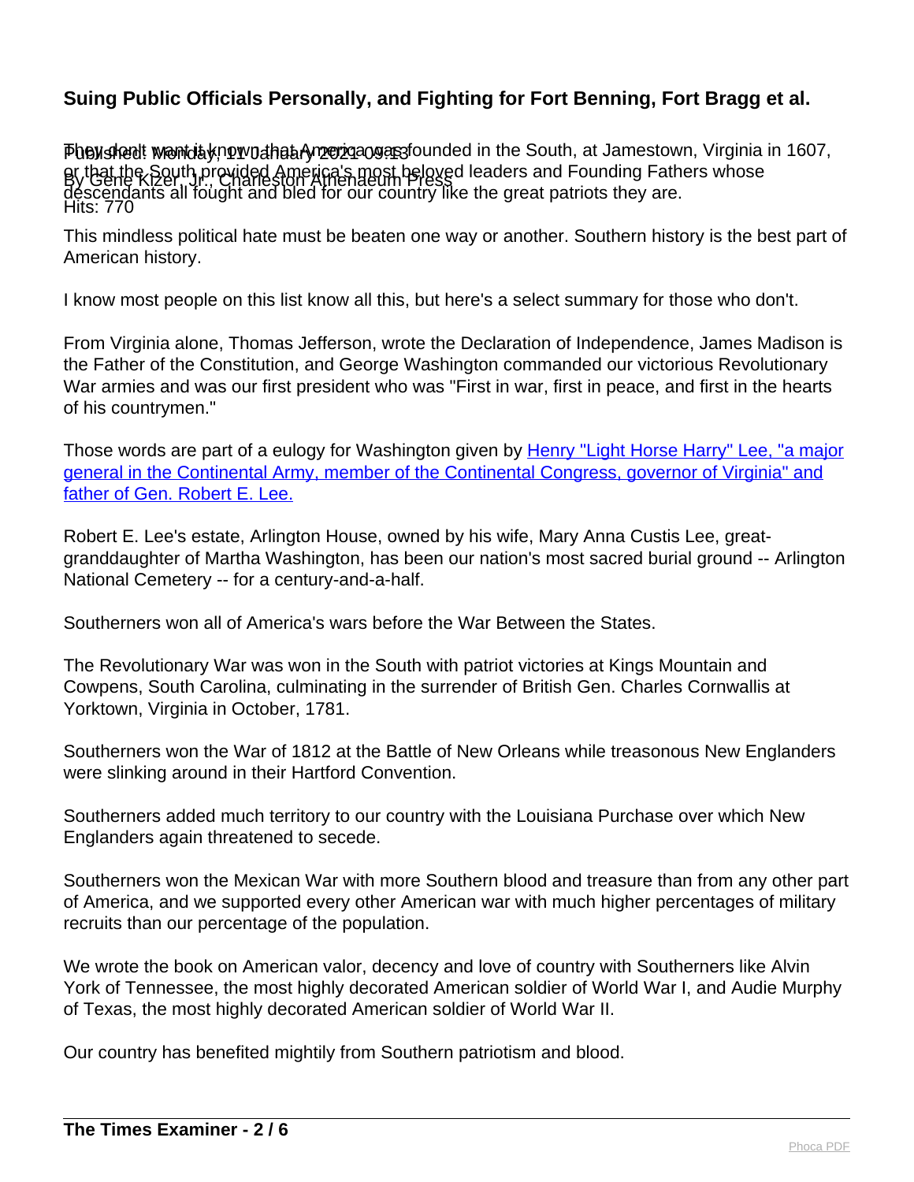## Suing Public Officials Personally, and Fighting for Fort Benning, Fort Bragg et al.

Published: Monday, 11 January 2021 09:13
By Gene Kizer, Jr., Charleston Athenaeum Press
Hits: 770

They don't want it known that America was founded in the South, at Jamestown, Virginia in 1607, or that the South provided America's most beloved leaders and Founding Fathers whose descendants all fought and bled for our country like the great patriots they are.

This mindless political hate must be beaten one way or another. Southern history is the best part of American history.

I know most people on this list know all this, but here's a select summary for those who don't.

From Virginia alone, Thomas Jefferson, wrote the Declaration of Independence, James Madison is the Father of the Constitution, and George Washington commanded our victorious Revolutionary War armies and was our first president who was "First in war, first in peace, and first in the hearts of his countrymen."

Those words are part of a eulogy for Washington given by Henry "Light Horse Harry" Lee, "a major general in the Continental Army, member of the Continental Congress, governor of Virginia" and father of Gen. Robert E. Lee.

Robert E. Lee's estate, Arlington House, owned by his wife, Mary Anna Custis Lee, great-granddaughter of Martha Washington, has been our nation's most sacred burial ground -- Arlington National Cemetery -- for a century-and-a-half.

Southerners won all of America's wars before the War Between the States.

The Revolutionary War was won in the South with patriot victories at Kings Mountain and Cowpens, South Carolina, culminating in the surrender of British Gen. Charles Cornwallis at Yorktown, Virginia in October, 1781.

Southerners won the War of 1812 at the Battle of New Orleans while treasonous New Englanders were slinking around in their Hartford Convention.

Southerners added much territory to our country with the Louisiana Purchase over which New Englanders again threatened to secede.

Southerners won the Mexican War with more Southern blood and treasure than from any other part of America, and we supported every other American war with much higher percentages of military recruits than our percentage of the population.

We wrote the book on American valor, decency and love of country with Southerners like Alvin York of Tennessee, the most highly decorated American soldier of World War I, and Audie Murphy of Texas, the most highly decorated American soldier of World War II.

Our country has benefited mightily from Southern patriotism and blood.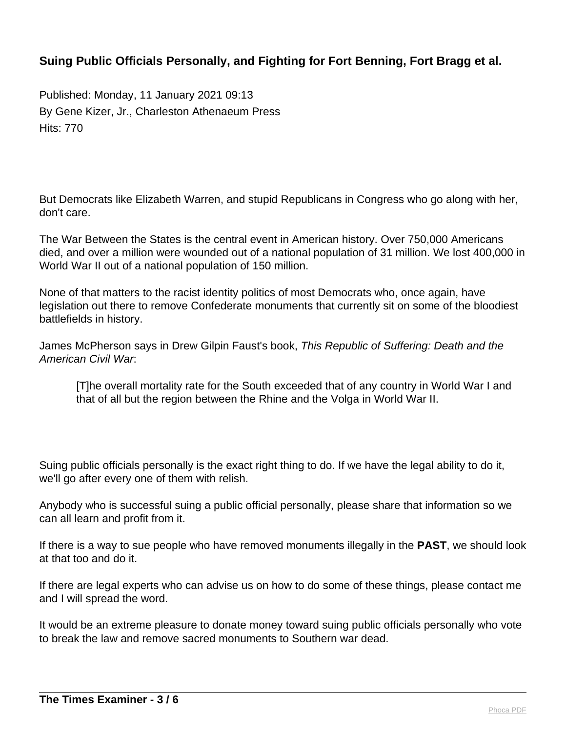## Suing Public Officials Personally, and Fighting for Fort Benning, Fort Bragg et al.

Published: Monday, 11 January 2021 09:13
By Gene Kizer, Jr., Charleston Athenaeum Press
Hits: 770

But Democrats like Elizabeth Warren, and stupid Republicans in Congress who go along with her, don't care.

The War Between the States is the central event in American history. Over 750,000 Americans died, and over a million were wounded out of a national population of 31 million. We lost 400,000 in World War II out of a national population of 150 million.

None of that matters to the racist identity politics of most Democrats who, once again, have legislation out there to remove Confederate monuments that currently sit on some of the bloodiest battlefields in history.

James McPherson says in Drew Gilpin Faust's book, *This Republic of Suffering: Death and the American Civil War*:

> [T]he overall mortality rate for the South exceeded that of any country in World War I and that of all but the region between the Rhine and the Volga in World War II.

Suing public officials personally is the exact right thing to do. If we have the legal ability to do it, we'll go after every one of them with relish.

Anybody who is successful suing a public official personally, please share that information so we can all learn and profit from it.

If there is a way to sue people who have removed monuments illegally in the **PAST**, we should look at that too and do it.

If there are legal experts who can advise us on how to do some of these things, please contact me and I will spread the word.

It would be an extreme pleasure to donate money toward suing public officials personally who vote to break the law and remove sacred monuments to Southern war dead.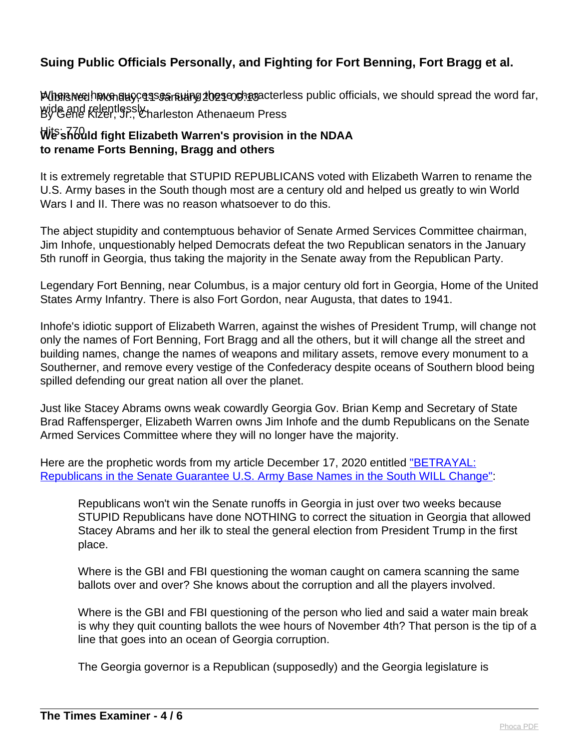## Suing Public Officials Personally, and Fighting for Fort Benning, Fort Bragg et al.

Published: Monday, 11 January 2021 09:13
By Gene Kizer, Jr., Charleston Athenaeum Press
Hits: 770

When we have successes suing these characterless public officials, we should spread the word far, wide and relentlessly.

**We should fight Elizabeth Warren's provision in the NDAA to rename Forts Benning, Bragg and others**

It is extremely regretable that STUPID REPUBLICANS voted with Elizabeth Warren to rename the U.S. Army bases in the South though most are a century old and helped us greatly to win World Wars I and II. There was no reason whatsoever to do this.

The abject stupidity and contemptuous behavior of Senate Armed Services Committee chairman, Jim Inhofe, unquestionably helped Democrats defeat the two Republican senators in the January 5th runoff in Georgia, thus taking the majority in the Senate away from the Republican Party.

Legendary Fort Benning, near Columbus, is a major century old fort in Georgia, Home of the United States Army Infantry. There is also Fort Gordon, near Augusta, that dates to 1941.

Inhofe's idiotic support of Elizabeth Warren, against the wishes of President Trump, will change not only the names of Fort Benning, Fort Bragg and all the others, but it will change all the street and building names, change the names of weapons and military assets, remove every monument to a Southerner, and remove every vestige of the Confederacy despite oceans of Southern blood being spilled defending our great nation all over the planet.

Just like Stacey Abrams owns weak cowardly Georgia Gov. Brian Kemp and Secretary of State Brad Raffensperger, Elizabeth Warren owns Jim Inhofe and the dumb Republicans on the Senate Armed Services Committee where they will no longer have the majority.

Here are the prophetic words from my article December 17, 2020 entitled "BETRAYAL: Republicans in the Senate Guarantee U.S. Army Base Names in the South WILL Change":

> Republicans won't win the Senate runoffs in Georgia in just over two weeks because STUPID Republicans have done NOTHING to correct the situation in Georgia that allowed Stacey Abrams and her ilk to steal the general election from President Trump in the first place.
>
> Where is the GBI and FBI questioning the woman caught on camera scanning the same ballots over and over? She knows about the corruption and all the players involved.
>
> Where is the GBI and FBI questioning of the person who lied and said a water main break is why they quit counting ballots the wee hours of November 4th? That person is the tip of a line that goes into an ocean of Georgia corruption.
>
> The Georgia governor is a Republican (supposedly) and the Georgia legislature is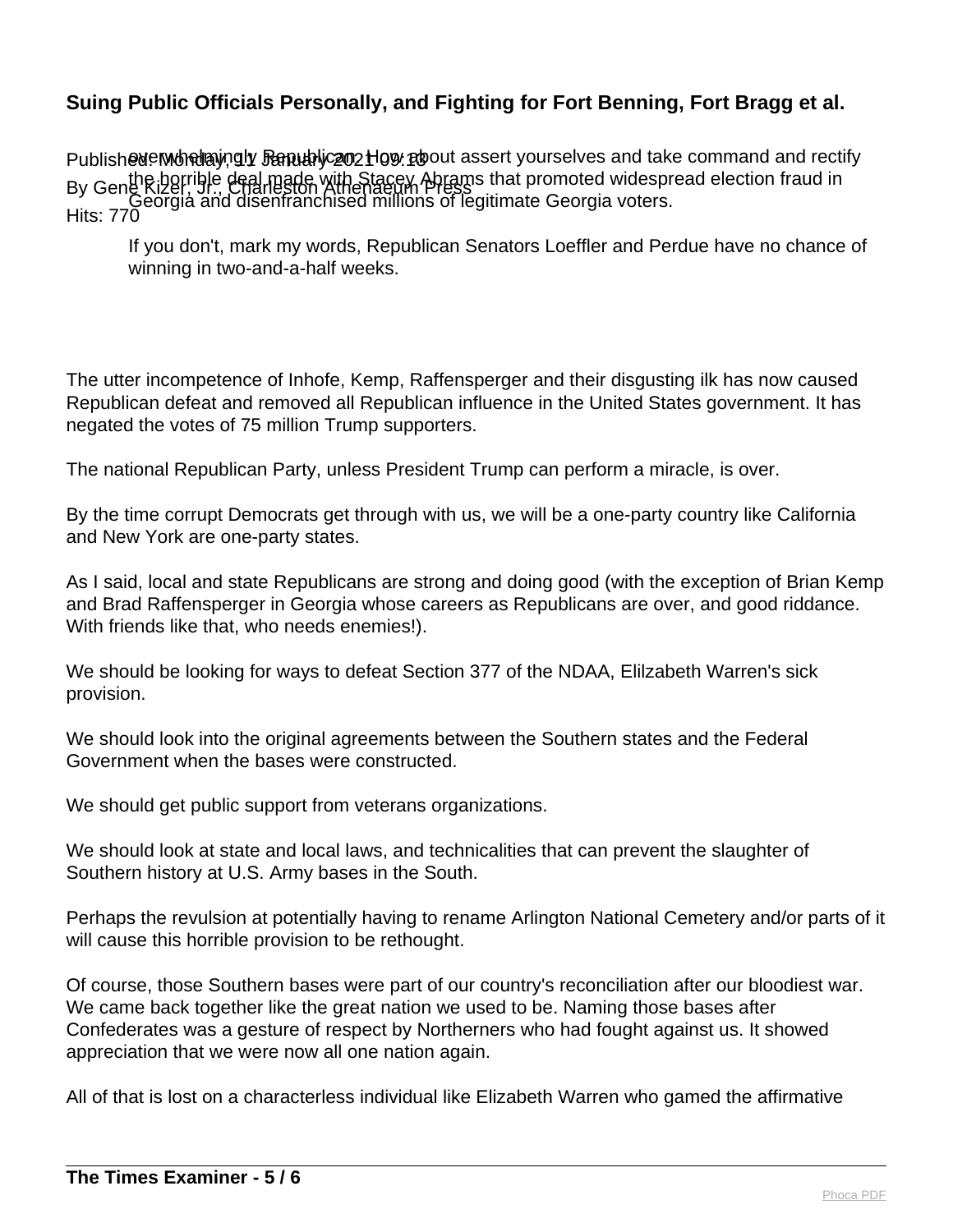overwhelmingly Republican. How about assert yourselves and take command and rectify the horrible deal made with Stacey Abrams that promoted widespread election fraud in Georgia and disenfranchised millions of legitimate Georgia voters.

> If you don't, mark my words, Republican Senators Loeffler and Perdue have no chance of winning in two-and-a-half weeks.

The utter incompetence of Inhofe, Kemp, Raffensperger and their disgusting ilk has now caused Republican defeat and removed all Republican influence in the United States government. It has negated the votes of 75 million Trump supporters.

The national Republican Party, unless President Trump can perform a miracle, is over.

By the time corrupt Democrats get through with us, we will be a one-party country like California and New York are one-party states.

As I said, local and state Republicans are strong and doing good (with the exception of Brian Kemp and Brad Raffensperger in Georgia whose careers as Republicans are over, and good riddance. With friends like that, who needs enemies!).

We should be looking for ways to defeat Section 377 of the NDAA, Elilzabeth Warren's sick provision.

We should look into the original agreements between the Southern states and the Federal Government when the bases were constructed.

We should get public support from veterans organizations.

We should look at state and local laws, and technicalities that can prevent the slaughter of Southern history at U.S. Army bases in the South.

Perhaps the revulsion at potentially having to rename Arlington National Cemetery and/or parts of it will cause this horrible provision to be rethought.

Of course, those Southern bases were part of our country's reconciliation after our bloodiest war. We came back together like the great nation we used to be. Naming those bases after Confederates was a gesture of respect by Northerners who had fought against us. It showed appreciation that we were now all one nation again.

All of that is lost on a characterless individual like Elizabeth Warren who gamed the affirmative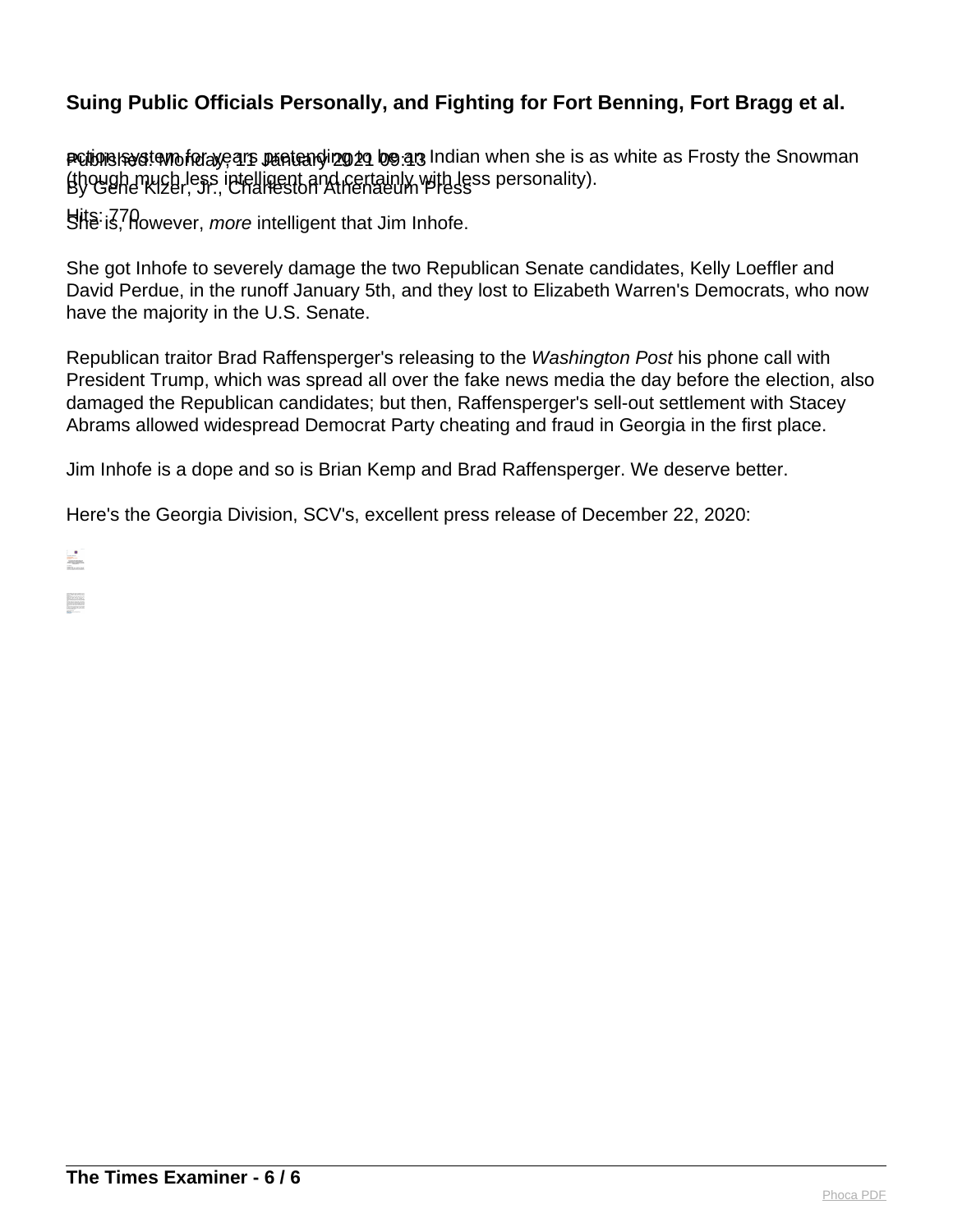action system for years pretending to be an Indian when she is as white as Frosty the Snowman (though much less intelligent and certainly with less personality).

She is, however, *more* intelligent that Jim Inhofe.

She got Inhofe to severely damage the two Republican Senate candidates, Kelly Loeffler and David Perdue, in the runoff January 5th, and they lost to Elizabeth Warren's Democrats, who now have the majority in the U.S. Senate.

Republican traitor Brad Raffensperger's releasing to the *Washington Post* his phone call with President Trump, which was spread all over the fake news media the day before the election, also damaged the Republican candidates; but then, Raffensperger's sell-out settlement with Stacey Abrams allowed widespread Democrat Party cheating and fraud in Georgia in the first place.

Jim Inhofe is a dope and so is Brian Kemp and Brad Raffensperger. We deserve better.

Here's the Georgia Division, SCV's, excellent press release of December 22, 2020: